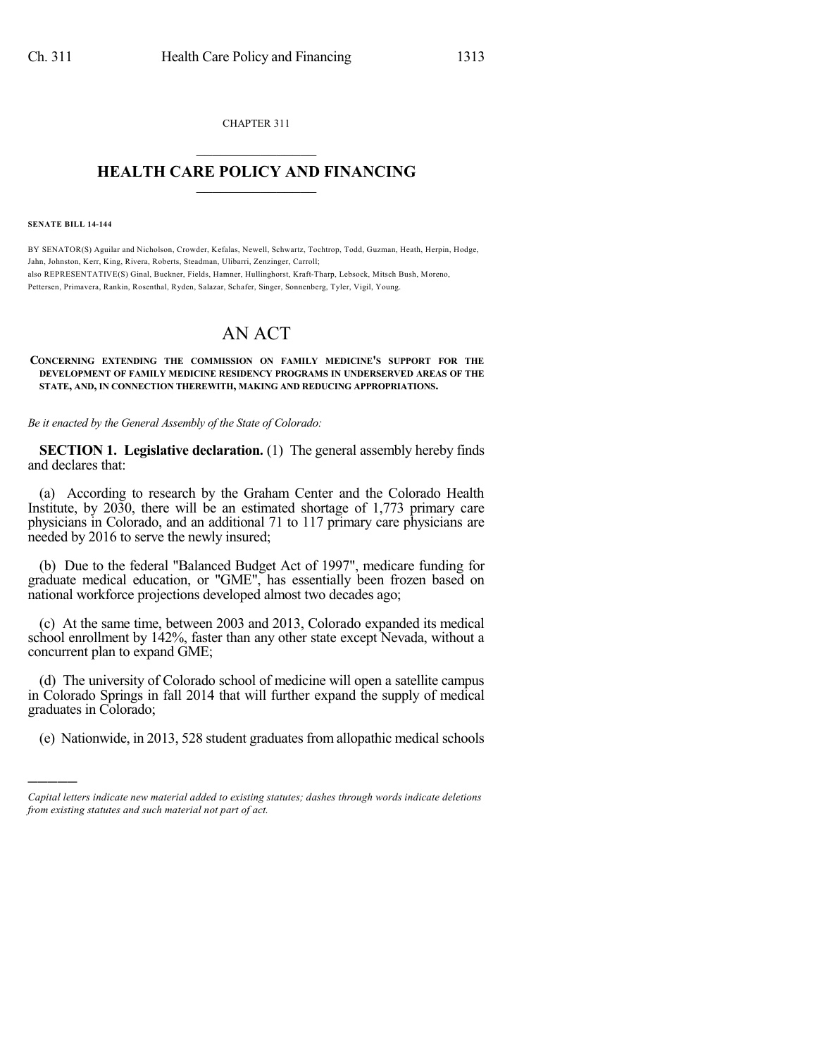CHAPTER 311

# HEALTH CARE POLICY AND FINANCING

**SENATE BILL 14-144**

BY SENATOR(S) Aguilar and Nicholson, Crowder, Kefalas, Newell, Schwartz, Tochtrop, Todd, Guzman, Heath, Herpin, Hodge, Jahn, Johnston, Kerr, King, Rivera, Roberts, Steadman, Ulibarri, Zenzinger, Carroll;
also REPRESENTATIVE(S) Ginal, Buckner, Fields, Hamner, Hullinghorst, Kraft-Tharp, Lebsock, Mitsch Bush, Moreno, Pettersen, Primavera, Rankin, Rosenthal, Ryden, Salazar, Schafer, Singer, Sonnenberg, Tyler, Vigil, Young.

# AN ACT

**CONCERNING EXTENDING THE COMMISSION ON FAMILY MEDICINE'S SUPPORT FOR THE DEVELOPMENT OF FAMILY MEDICINE RESIDENCY PROGRAMS IN UNDERSERVED AREAS OF THE STATE, AND, IN CONNECTION THEREWITH, MAKING AND REDUCING APPROPRIATIONS.**

*Be it enacted by the General Assembly of the State of Colorado:*

**SECTION 1. Legislative declaration.** (1) The general assembly hereby finds and declares that:

(a) According to research by the Graham Center and the Colorado Health Institute, by 2030, there will be an estimated shortage of 1,773 primary care physicians in Colorado, and an additional 71 to 117 primary care physicians are needed by 2016 to serve the newly insured;

(b) Due to the federal "Balanced Budget Act of 1997", medicare funding for graduate medical education, or "GME", has essentially been frozen based on national workforce projections developed almost two decades ago;

(c) At the same time, between 2003 and 2013, Colorado expanded its medical school enrollment by 142%, faster than any other state except Nevada, without a concurrent plan to expand GME;

(d) The university of Colorado school of medicine will open a satellite campus in Colorado Springs in fall 2014 that will further expand the supply of medical graduates in Colorado;

(e) Nationwide, in 2013, 528 student graduates from allopathic medical schools

---

*Capital letters indicate new material added to existing statutes; dashes through words indicate deletions from existing statutes and such material not part of act.*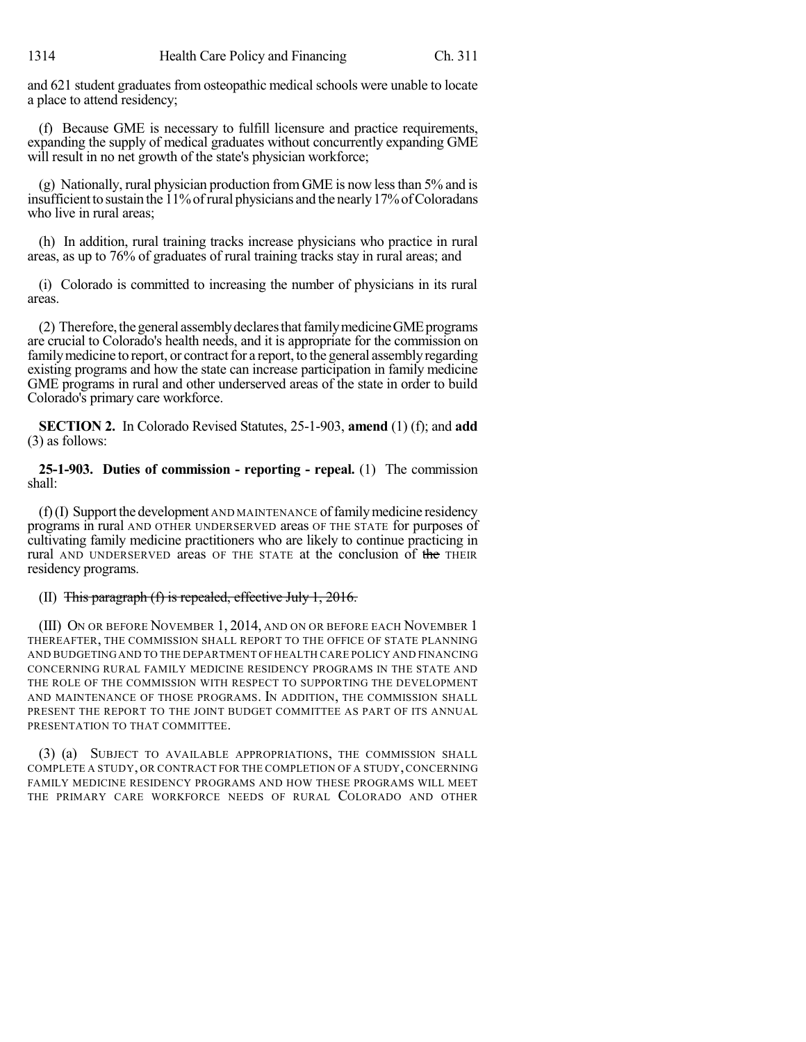and 621 student graduates from osteopathic medical schools were unable to locate a place to attend residency;

(f) Because GME is necessary to fulfill licensure and practice requirements, expanding the supply of medical graduates without concurrently expanding GME will result in no net growth of the state's physician workforce;

(g) Nationally, rural physician production from GME is now less than 5% and is insufficient to sustain the 11% of rural physicians and the nearly 17% of Coloradans who live in rural areas;

(h) In addition, rural training tracks increase physicians who practice in rural areas, as up to 76% of graduates of rural training tracks stay in rural areas; and

(i) Colorado is committed to increasing the number of physicians in its rural areas.

(2) Therefore, the general assembly declares that family medicine GME programs are crucial to Colorado's health needs, and it is appropriate for the commission on family medicine to report, or contract for a report, to the general assembly regarding existing programs and how the state can increase participation in family medicine GME programs in rural and other underserved areas of the state in order to build Colorado's primary care workforce.

**SECTION 2.** In Colorado Revised Statutes, 25-1-903, **amend** (1) (f); and **add** (3) as follows:

**25-1-903. Duties of commission - reporting - repeal.** (1) The commission shall:

(f) (I) Support the development AND MAINTENANCE of family medicine residency programs in rural AND OTHER UNDERSERVED areas OF THE STATE for purposes of cultivating family medicine practitioners who are likely to continue practicing in rural AND UNDERSERVED areas OF THE STATE at the conclusion of ~~the~~ THEIR residency programs.

(II) ~~This paragraph (f) is repealed, effective July 1, 2016.~~

(III) ON OR BEFORE NOVEMBER 1, 2014, AND ON OR BEFORE EACH NOVEMBER 1 THEREAFTER, THE COMMISSION SHALL REPORT TO THE OFFICE OF STATE PLANNING AND BUDGETING AND TO THE DEPARTMENT OF HEALTH CARE POLICY AND FINANCING CONCERNING RURAL FAMILY MEDICINE RESIDENCY PROGRAMS IN THE STATE AND THE ROLE OF THE COMMISSION WITH RESPECT TO SUPPORTING THE DEVELOPMENT AND MAINTENANCE OF THOSE PROGRAMS. IN ADDITION, THE COMMISSION SHALL PRESENT THE REPORT TO THE JOINT BUDGET COMMITTEE AS PART OF ITS ANNUAL PRESENTATION TO THAT COMMITTEE.

(3) (a) SUBJECT TO AVAILABLE APPROPRIATIONS, THE COMMISSION SHALL COMPLETE A STUDY, OR CONTRACT FOR THE COMPLETION OF A STUDY, CONCERNING FAMILY MEDICINE RESIDENCY PROGRAMS AND HOW THESE PROGRAMS WILL MEET THE PRIMARY CARE WORKFORCE NEEDS OF RURAL COLORADO AND OTHER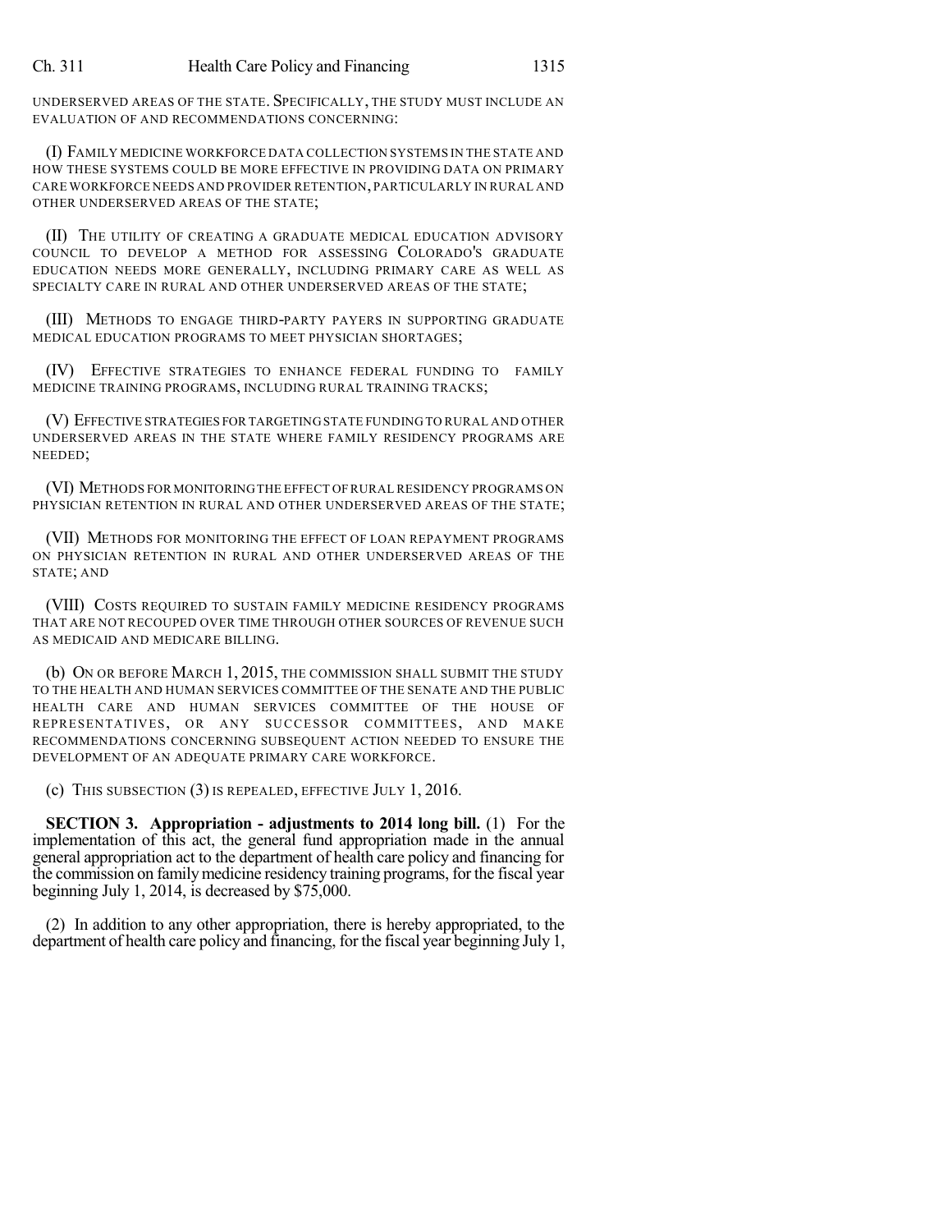UNDERSERVED AREAS OF THE STATE. SPECIFICALLY, THE STUDY MUST INCLUDE AN EVALUATION OF AND RECOMMENDATIONS CONCERNING:

(I) FAMILY MEDICINE WORKFORCE DATA COLLECTION SYSTEMS IN THE STATE AND HOW THESE SYSTEMS COULD BE MORE EFFECTIVE IN PROVIDING DATA ON PRIMARY CARE WORKFORCE NEEDS AND PROVIDER RETENTION, PARTICULARLY IN RURAL AND OTHER UNDERSERVED AREAS OF THE STATE;

(II) THE UTILITY OF CREATING A GRADUATE MEDICAL EDUCATION ADVISORY COUNCIL TO DEVELOP A METHOD FOR ASSESSING COLORADO'S GRADUATE EDUCATION NEEDS MORE GENERALLY, INCLUDING PRIMARY CARE AS WELL AS SPECIALTY CARE IN RURAL AND OTHER UNDERSERVED AREAS OF THE STATE;

(III) METHODS TO ENGAGE THIRD-PARTY PAYERS IN SUPPORTING GRADUATE MEDICAL EDUCATION PROGRAMS TO MEET PHYSICIAN SHORTAGES;

(IV) EFFECTIVE STRATEGIES TO ENHANCE FEDERAL FUNDING TO FAMILY MEDICINE TRAINING PROGRAMS, INCLUDING RURAL TRAINING TRACKS;

(V) EFFECTIVE STRATEGIES FOR TARGETING STATE FUNDING TO RURAL AND OTHER UNDERSERVED AREAS IN THE STATE WHERE FAMILY RESIDENCY PROGRAMS ARE NEEDED;

(VI) METHODS FOR MONITORING THE EFFECT OF RURAL RESIDENCY PROGRAMS ON PHYSICIAN RETENTION IN RURAL AND OTHER UNDERSERVED AREAS OF THE STATE;

(VII) METHODS FOR MONITORING THE EFFECT OF LOAN REPAYMENT PROGRAMS ON PHYSICIAN RETENTION IN RURAL AND OTHER UNDERSERVED AREAS OF THE STATE; AND

(VIII) COSTS REQUIRED TO SUSTAIN FAMILY MEDICINE RESIDENCY PROGRAMS THAT ARE NOT RECOUPED OVER TIME THROUGH OTHER SOURCES OF REVENUE SUCH AS MEDICAID AND MEDICARE BILLING.

(b) ON OR BEFORE MARCH 1, 2015, THE COMMISSION SHALL SUBMIT THE STUDY TO THE HEALTH AND HUMAN SERVICES COMMITTEE OF THE SENATE AND THE PUBLIC HEALTH CARE AND HUMAN SERVICES COMMITTEE OF THE HOUSE OF REPRESENTATIVES, OR ANY SUCCESSOR COMMITTEES, AND MAKE RECOMMENDATIONS CONCERNING SUBSEQUENT ACTION NEEDED TO ENSURE THE DEVELOPMENT OF AN ADEQUATE PRIMARY CARE WORKFORCE.

(c) THIS SUBSECTION (3) IS REPEALED, EFFECTIVE JULY 1, 2016.

**SECTION 3. Appropriation - adjustments to 2014 long bill.** (1) For the implementation of this act, the general fund appropriation made in the annual general appropriation act to the department of health care policy and financing for the commission on family medicine residency training programs, for the fiscal year beginning July 1, 2014, is decreased by $75,000.

(2) In addition to any other appropriation, there is hereby appropriated, to the department of health care policy and financing, for the fiscal year beginning July 1,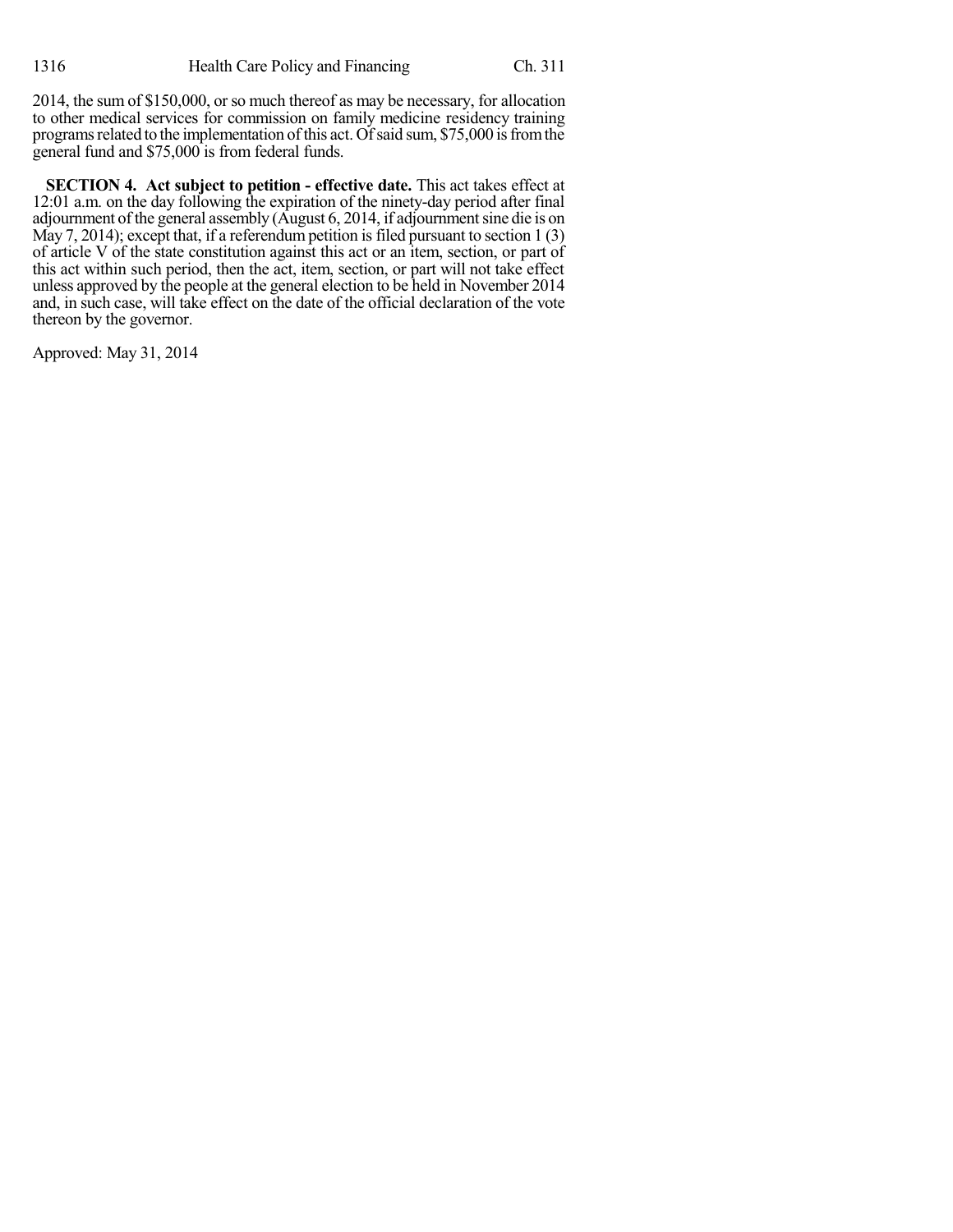2014, the sum of $150,000, or so much thereof as may be necessary, for allocation to other medical services for commission on family medicine residency training programs related to the implementation of this act. Of said sum, $75,000 is from the general fund and $75,000 is from federal funds.

**SECTION 4. Act subject to petition - effective date.** This act takes effect at 12:01 a.m. on the day following the expiration of the ninety-day period after final adjournment of the general assembly (August 6, 2014, if adjournment sine die is on May 7, 2014); except that, if a referendum petition is filed pursuant to section 1 (3) of article V of the state constitution against this act or an item, section, or part of this act within such period, then the act, item, section, or part will not take effect unless approved by the people at the general election to be held in November 2014 and, in such case, will take effect on the date of the official declaration of the vote thereon by the governor.

Approved: May 31, 2014